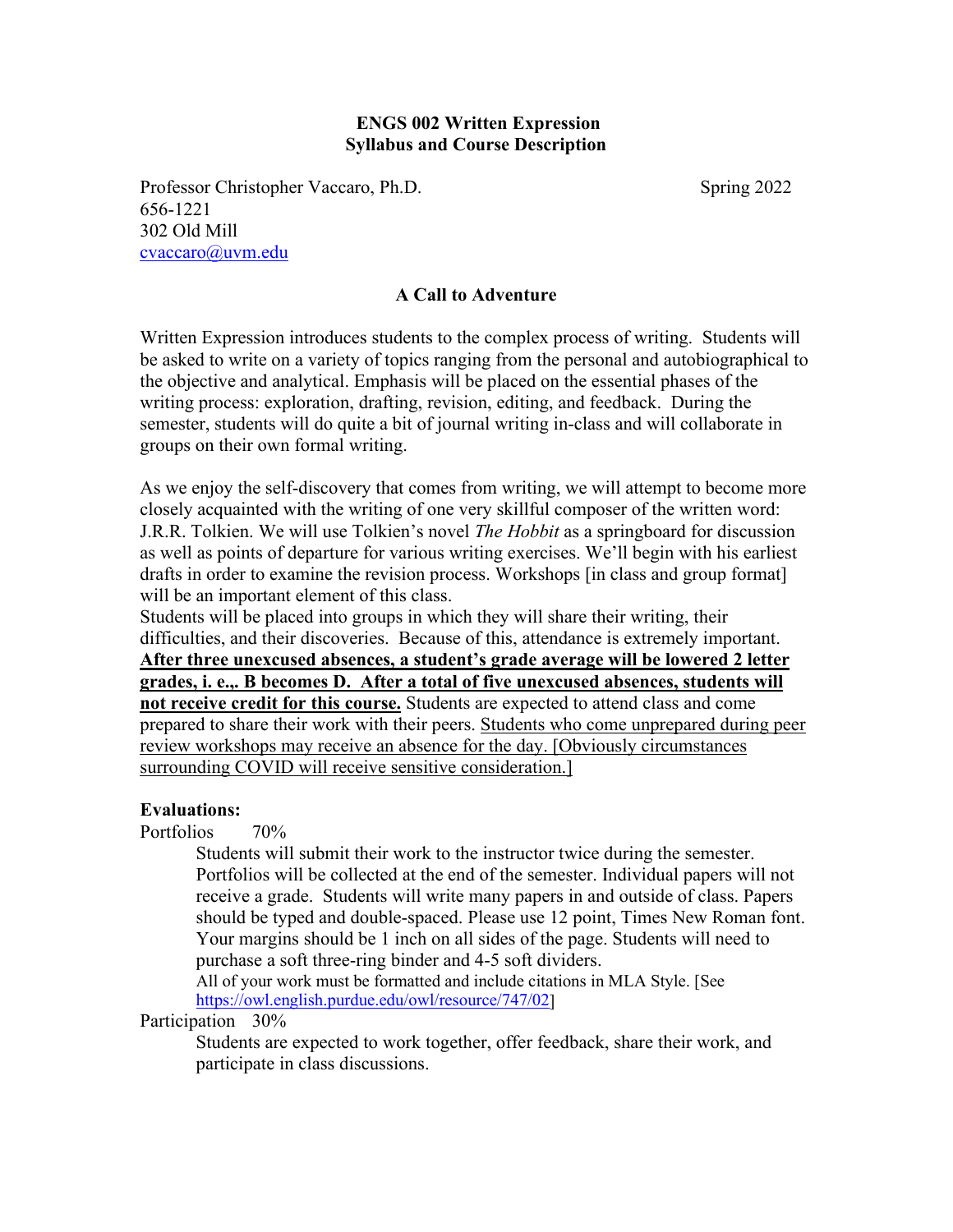**ENGS 002 Written Expression**
**Syllabus and Course Description**

Professor Christopher Vaccaro, Ph.D.  
656-1221  
302 Old Mill  
cvaccaro@uvm.edu

Spring 2022

## A Call to Adventure

Written Expression introduces students to the complex process of writing. Students will be asked to write on a variety of topics ranging from the personal and autobiographical to the objective and analytical. Emphasis will be placed on the essential phases of the writing process: exploration, drafting, revision, editing, and feedback. During the semester, students will do quite a bit of journal writing in-class and will collaborate in groups on their own formal writing.

As we enjoy the self-discovery that comes from writing, we will attempt to become more closely acquainted with the writing of one very skillful composer of the written word: J.R.R. Tolkien. We will use Tolkien's novel *The Hobbit* as a springboard for discussion as well as points of departure for various writing exercises. We'll begin with his earliest drafts in order to examine the revision process. Workshops [in class and group format] will be an important element of this class.

Students will be placed into groups in which they will share their writing, their difficulties, and their discoveries. Because of this, attendance is extremely important. **After three unexcused absences, a student's grade average will be lowered 2 letter grades, i. e.,. B becomes D. After a total of five unexcused absences, students will not receive credit for this course.** Students are expected to attend class and come prepared to share their work with their peers. Students who come unprepared during peer review workshops may receive an absence for the day. [Obviously circumstances surrounding COVID will receive sensitive consideration.]

**Evaluations:**

Portfolios 70%

Students will submit their work to the instructor twice during the semester. Portfolios will be collected at the end of the semester. Individual papers will not receive a grade. Students will write many papers in and outside of class. Papers should be typed and double-spaced. Please use 12 point, Times New Roman font. Your margins should be 1 inch on all sides of the page. Students will need to purchase a soft three-ring binder and 4-5 soft dividers.

All of your work must be formatted and include citations in MLA Style. [See https://owl.english.purdue.edu/owl/resource/747/02]

Participation 30%

Students are expected to work together, offer feedback, share their work, and participate in class discussions.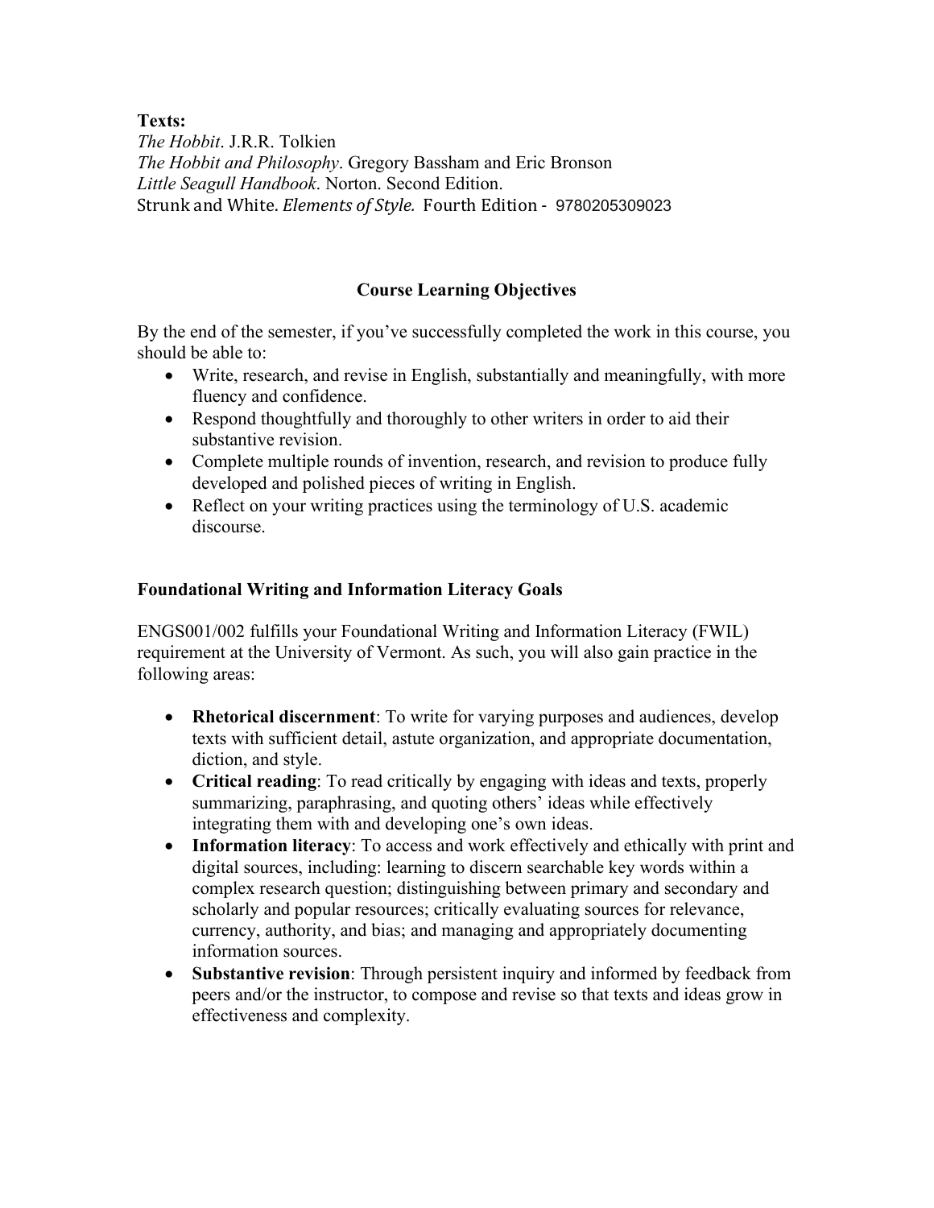**Texts:**

*The Hobbit*. J.R.R. Tolkien
*The Hobbit and Philosophy*. Gregory Bassham and Eric Bronson
*Little Seagull Handbook*. Norton. Second Edition.
Strunk and White. *Elements of Style.* Fourth Edition - 9780205309023

## Course Learning Objectives

By the end of the semester, if you've successfully completed the work in this course, you should be able to:

- Write, research, and revise in English, substantially and meaningfully, with more fluency and confidence.
- Respond thoughtfully and thoroughly to other writers in order to aid their substantive revision.
- Complete multiple rounds of invention, research, and revision to produce fully developed and polished pieces of writing in English.
- Reflect on your writing practices using the terminology of U.S. academic discourse.

## Foundational Writing and Information Literacy Goals

ENGS001/002 fulfills your Foundational Writing and Information Literacy (FWIL) requirement at the University of Vermont. As such, you will also gain practice in the following areas:

- **Rhetorical discernment**: To write for varying purposes and audiences, develop texts with sufficient detail, astute organization, and appropriate documentation, diction, and style.
- **Critical reading**: To read critically by engaging with ideas and texts, properly summarizing, paraphrasing, and quoting others' ideas while effectively integrating them with and developing one's own ideas.
- **Information literacy**: To access and work effectively and ethically with print and digital sources, including: learning to discern searchable key words within a complex research question; distinguishing between primary and secondary and scholarly and popular resources; critically evaluating sources for relevance, currency, authority, and bias; and managing and appropriately documenting information sources.
- **Substantive revision**: Through persistent inquiry and informed by feedback from peers and/or the instructor, to compose and revise so that texts and ideas grow in effectiveness and complexity.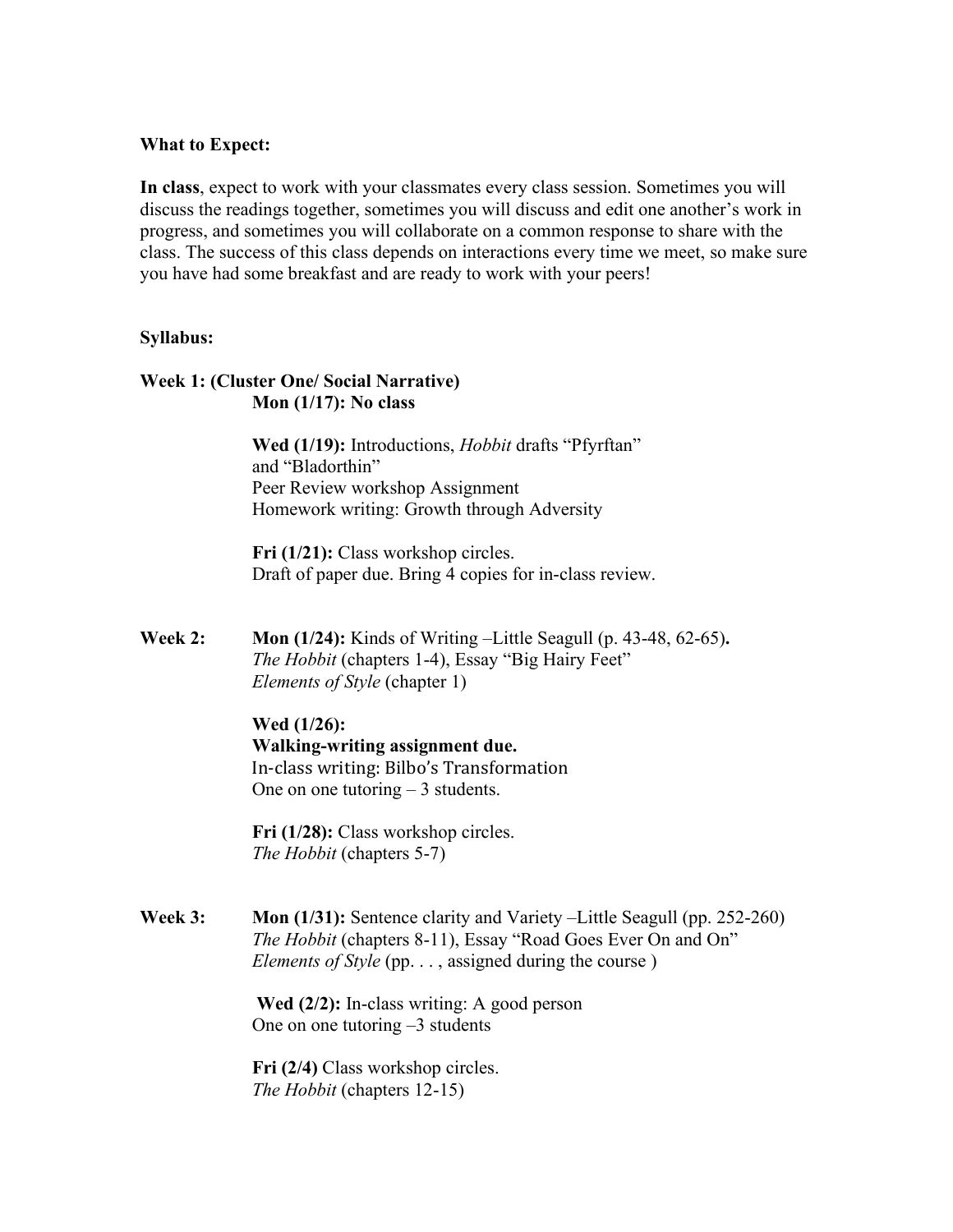**What to Expect:**

**In class**, expect to work with your classmates every class session. Sometimes you will discuss the readings together, sometimes you will discuss and edit one another's work in progress, and sometimes you will collaborate on a common response to share with the class. The success of this class depends on interactions every time we meet, so make sure you have had some breakfast and are ready to work with your peers!

**Syllabus:**

**Week 1: (Cluster One/ Social Narrative)**

**Mon (1/17): No class**

**Wed (1/19):** Introductions, *Hobbit* drafts "Pfyrftan" and "Bladorthin"
Peer Review workshop Assignment
Homework writing: Growth through Adversity

**Fri (1/21):** Class workshop circles.
Draft of paper due. Bring 4 copies for in-class review.

**Week 2:**

**Mon (1/24):** Kinds of Writing –Little Seagull (p. 43-48, 62-65).
*The Hobbit* (chapters 1-4), Essay "Big Hairy Feet"
*Elements of Style* (chapter 1)

**Wed (1/26):**
**Walking-writing assignment due.**
In-class writing: Bilbo's Transformation
One on one tutoring – 3 students.

**Fri (1/28):** Class workshop circles.
*The Hobbit* (chapters 5-7)

**Week 3:**

**Mon (1/31):** Sentence clarity and Variety –Little Seagull (pp. 252-260)
*The Hobbit* (chapters 8-11), Essay "Road Goes Ever On and On"
*Elements of Style* (pp. . . , assigned during the course )

**Wed (2/2):** In-class writing: A good person
One on one tutoring –3 students

**Fri (2/4)** Class workshop circles.
*The Hobbit* (chapters 12-15)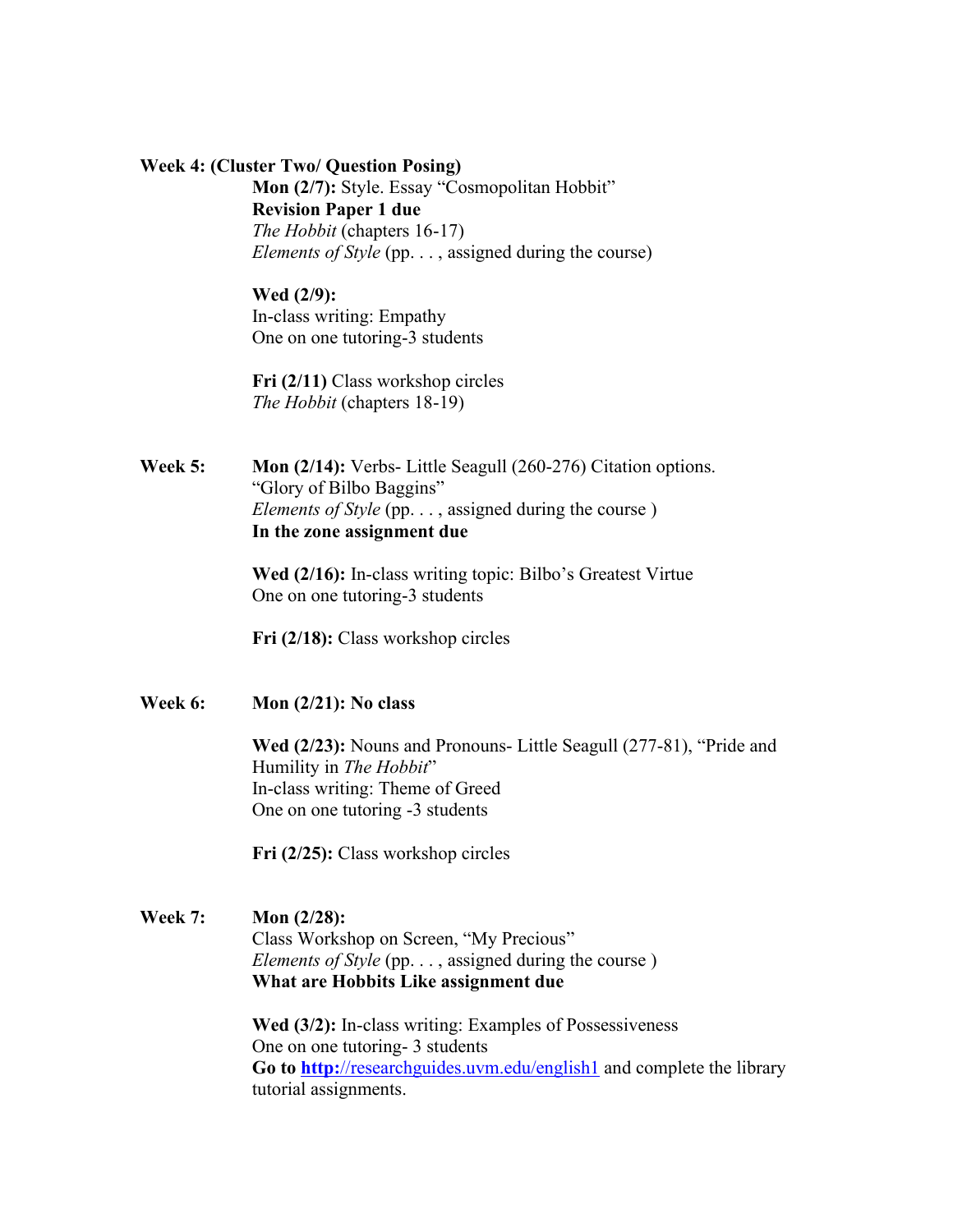**Week 4: (Cluster Two/ Question Posing)**

**Mon (2/7):** Style. Essay "Cosmopolitan Hobbit"
**Revision Paper 1 due**
*The Hobbit* (chapters 16-17)
*Elements of Style* (pp. . . , assigned during the course)

**Wed (2/9):**
In-class writing: Empathy
One on one tutoring-3 students

**Fri (2/11)** Class workshop circles
*The Hobbit* (chapters 18-19)

**Week 5:**

**Mon (2/14):** Verbs- Little Seagull (260-276) Citation options.
"Glory of Bilbo Baggins"
*Elements of Style* (pp. . . , assigned during the course )
**In the zone assignment due**

**Wed (2/16):** In-class writing topic: Bilbo's Greatest Virtue
One on one tutoring-3 students

**Fri (2/18):** Class workshop circles

**Week 6:**

**Mon (2/21): No class**

**Wed (2/23):** Nouns and Pronouns- Little Seagull (277-81), "Pride and Humility in *The Hobbit*"
In-class writing: Theme of Greed
One on one tutoring -3 students

**Fri (2/25):** Class workshop circles

**Week 7:**

**Mon (2/28):**
Class Workshop on Screen, "My Precious"
*Elements of Style* (pp. . . , assigned during the course )
**What are Hobbits Like assignment due**

**Wed (3/2):** In-class writing: Examples of Possessiveness
One on one tutoring- 3 students
**Go to** [**http:**//researchguides.uvm.edu/english1](http://researchguides.uvm.edu/english1) and complete the library tutorial assignments.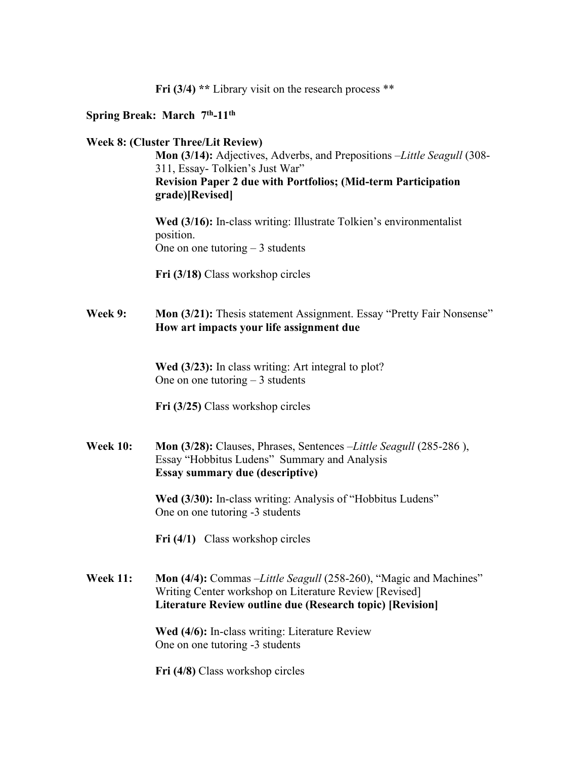**Fri (3/4)** ** Library visit on the research process **

**Spring Break: March 7th-11th**

**Week 8: (Cluster Three/Lit Review)**

**Mon (3/14):** Adjectives, Adverbs, and Prepositions –*Little Seagull* (308-311, Essay- Tolkien's Just War"
**Revision Paper 2 due with Portfolios; (Mid-term Participation grade)[Revised]**

**Wed (3/16):** In-class writing: Illustrate Tolkien's environmentalist position.
One on one tutoring – 3 students

**Fri (3/18)** Class workshop circles

**Week 9:** **Mon (3/21):** Thesis statement Assignment. Essay "Pretty Fair Nonsense"
**How art impacts your life assignment due**

**Wed (3/23):** In class writing: Art integral to plot?
One on one tutoring – 3 students

**Fri (3/25)** Class workshop circles

**Week 10:** **Mon (3/28):** Clauses, Phrases, Sentences –*Little Seagull* (285-286 ), Essay "Hobbitus Ludens" Summary and Analysis
**Essay summary due (descriptive)**

**Wed (3/30):** In-class writing: Analysis of "Hobbitus Ludens"
One on one tutoring -3 students

**Fri (4/1)** Class workshop circles

**Week 11:** **Mon (4/4):** Commas –*Little Seagull* (258-260), "Magic and Machines"
Writing Center workshop on Literature Review [Revised]
**Literature Review outline due (Research topic) [Revision]**

**Wed (4/6):** In-class writing: Literature Review
One on one tutoring -3 students

**Fri (4/8)** Class workshop circles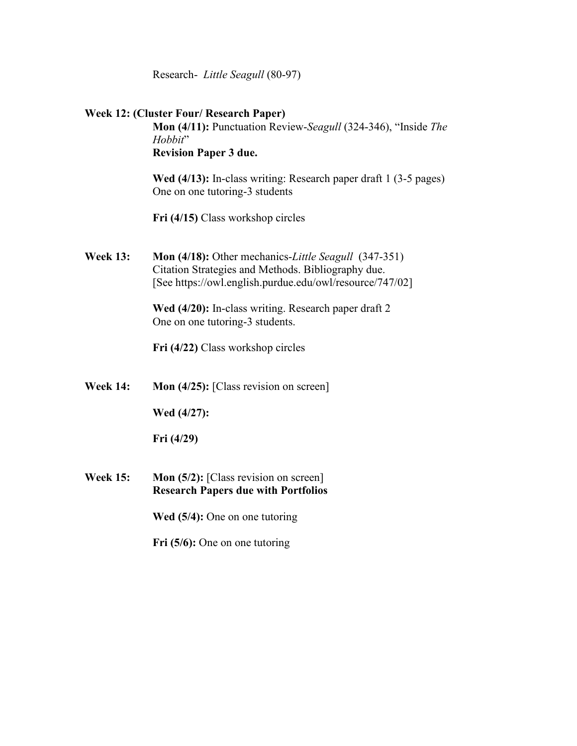Research- *Little Seagull* (80-97)

**Week 12: (Cluster Four/ Research Paper)**

**Mon (4/11):** Punctuation Review-*Seagull* (324-346), "Inside *The Hobbit*"
**Revision Paper 3 due.**

**Wed (4/13):** In-class writing: Research paper draft 1 (3-5 pages)
One on one tutoring-3 students

**Fri (4/15)** Class workshop circles

**Week 13:**

**Mon (4/18):** Other mechanics-*Little Seagull* (347-351)
Citation Strategies and Methods. Bibliography due.
[See https://owl.english.purdue.edu/owl/resource/747/02]

**Wed (4/20):** In-class writing. Research paper draft 2
One on one tutoring-3 students.

**Fri (4/22)** Class workshop circles

**Week 14:**

**Mon (4/25):** [Class revision on screen]

**Wed (4/27):**

**Fri (4/29)**

**Week 15:**

**Mon (5/2):** [Class revision on screen]
**Research Papers due with Portfolios**

**Wed (5/4):** One on one tutoring

**Fri (5/6):** One on one tutoring